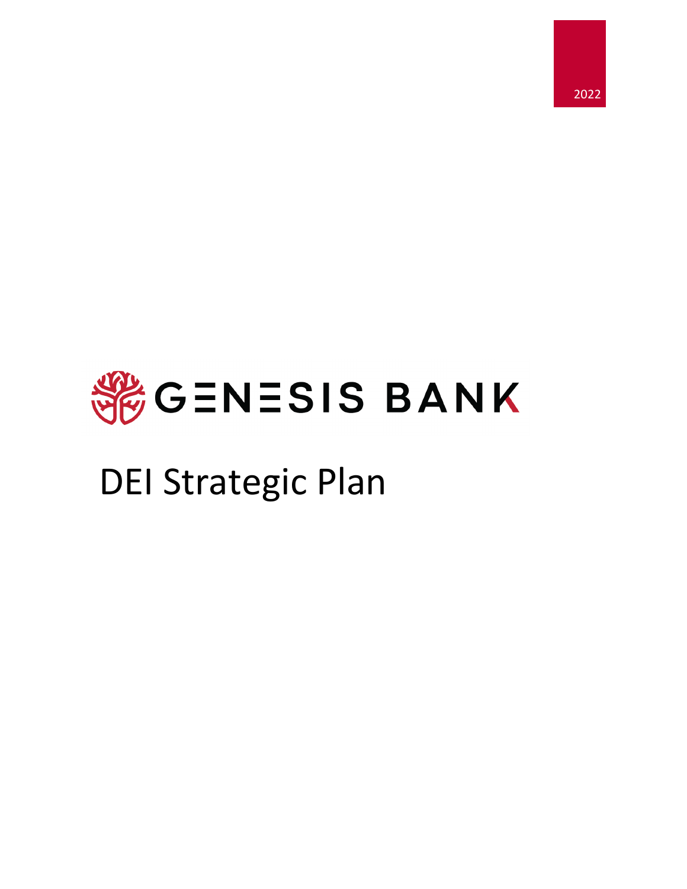2022

GENESIS BANK

# DEI Strategic Plan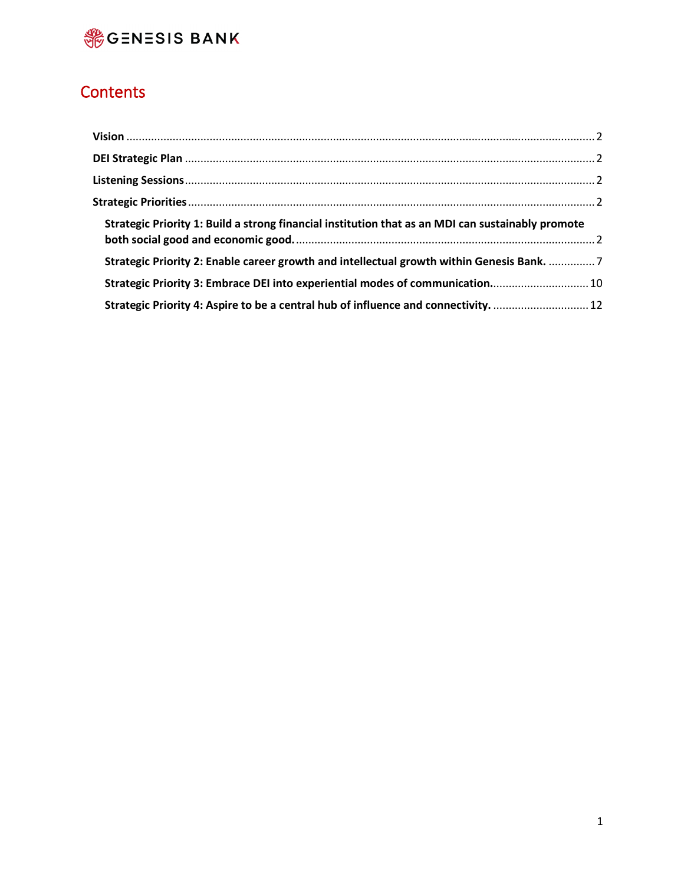# Contents

**Vision** ........................................................................................................................................ 2

**DEI Strategic Plan** ...................................................................................................................... 2

**Listening Sessions** ...................................................................................................................... 2

**Strategic Priorities** ..................................................................................................................... 2

- **Strategic Priority 1: Build a strong financial institution that as an MDI can sustainably promote both social good and economic good.** ............................................................................ 2
- **Strategic Priority 2: Enable career growth and intellectual growth within Genesis Bank.** ............... 7
- **Strategic Priority 3: Embrace DEI into experiential modes of communication.** ............................... 10
- **Strategic Priority 4: Aspire to be a central hub of influence and connectivity.** ............................... 12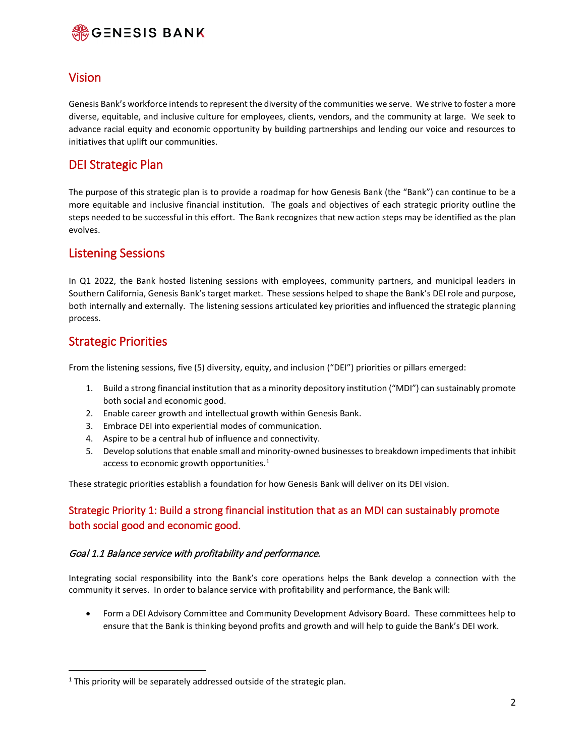## Vision

Genesis Bank's workforce intends to represent the diversity of the communities we serve. We strive to foster a more diverse, equitable, and inclusive culture for employees, clients, vendors, and the community at large. We seek to advance racial equity and economic opportunity by building partnerships and lending our voice and resources to initiatives that uplift our communities.

## DEI Strategic Plan

The purpose of this strategic plan is to provide a roadmap for how Genesis Bank (the "Bank") can continue to be a more equitable and inclusive financial institution. The goals and objectives of each strategic priority outline the steps needed to be successful in this effort. The Bank recognizes that new action steps may be identified as the plan evolves.

## Listening Sessions

In Q1 2022, the Bank hosted listening sessions with employees, community partners, and municipal leaders in Southern California, Genesis Bank's target market. These sessions helped to shape the Bank's DEI role and purpose, both internally and externally. The listening sessions articulated key priorities and influenced the strategic planning process.

## Strategic Priorities

From the listening sessions, five (5) diversity, equity, and inclusion ("DEI") priorities or pillars emerged:

1. Build a strong financial institution that as a minority depository institution ("MDI") can sustainably promote both social and economic good.
2. Enable career growth and intellectual growth within Genesis Bank.
3. Embrace DEI into experiential modes of communication.
4. Aspire to be a central hub of influence and connectivity.
5. Develop solutions that enable small and minority-owned businesses to breakdown impediments that inhibit access to economic growth opportunities.[1]

These strategic priorities establish a foundation for how Genesis Bank will deliver on its DEI vision.

### Strategic Priority 1: Build a strong financial institution that as an MDI can sustainably promote both social good and economic good.

#### *Goal 1.1 Balance service with profitability and performance.*

Integrating social responsibility into the Bank's core operations helps the Bank develop a connection with the community it serves. In order to balance service with profitability and performance, the Bank will:

- Form a DEI Advisory Committee and Community Development Advisory Board. These committees help to ensure that the Bank is thinking beyond profits and growth and will help to guide the Bank's DEI work.

[1] This priority will be separately addressed outside of the strategic plan.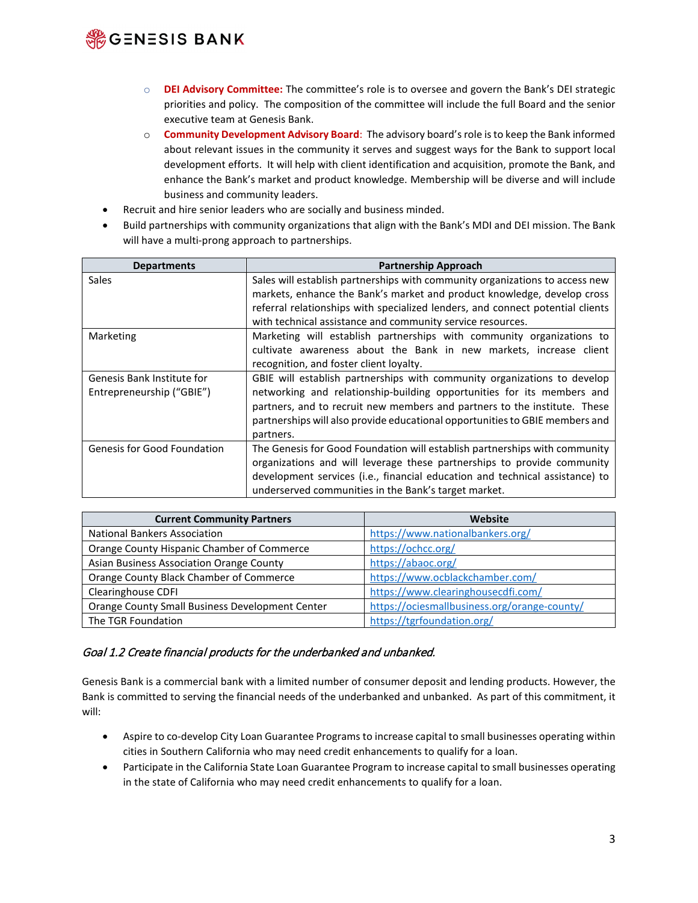- **DEI Advisory Committee:** The committee's role is to oversee and govern the Bank's DEI strategic priorities and policy. The composition of the committee will include the full Board and the senior executive team at Genesis Bank.
  - **Community Development Advisory Board**: The advisory board's role is to keep the Bank informed about relevant issues in the community it serves and suggest ways for the Bank to support local development efforts. It will help with client identification and acquisition, promote the Bank, and enhance the Bank's market and product knowledge. Membership will be diverse and will include business and community leaders.

- Recruit and hire senior leaders who are socially and business minded.
- Build partnerships with community organizations that align with the Bank's MDI and DEI mission. The Bank will have a multi-prong approach to partnerships.

| Departments | Partnership Approach |
|---|---|
| Sales | Sales will establish partnerships with community organizations to access new markets, enhance the Bank's market and product knowledge, develop cross referral relationships with specialized lenders, and connect potential clients with technical assistance and community service resources. |
| Marketing | Marketing will establish partnerships with community organizations to cultivate awareness about the Bank in new markets, increase client recognition, and foster client loyalty. |
| Genesis Bank Institute for Entrepreneurship ("GBIE") | GBIE will establish partnerships with community organizations to develop networking and relationship-building opportunities for its members and partners, and to recruit new members and partners to the institute. These partnerships will also provide educational opportunities to GBIE members and partners. |
| Genesis for Good Foundation | The Genesis for Good Foundation will establish partnerships with community organizations and will leverage these partnerships to provide community development services (i.e., financial education and technical assistance) to underserved communities in the Bank's target market. |

| Current Community Partners | Website |
|---|---|
| National Bankers Association | https://www.nationalbankers.org/ |
| Orange County Hispanic Chamber of Commerce | https://ochcc.org/ |
| Asian Business Association Orange County | https://abaoc.org/ |
| Orange County Black Chamber of Commerce | https://www.ocblackchamber.com/ |
| Clearinghouse CDFI | https://www.clearinghousecdfi.com/ |
| Orange County Small Business Development Center | https://ociesmallbusiness.org/orange-county/ |
| The TGR Foundation | https://tgrfoundation.org/ |

### *Goal 1.2 Create financial products for the underbanked and unbanked.*

Genesis Bank is a commercial bank with a limited number of consumer deposit and lending products. However, the Bank is committed to serving the financial needs of the underbanked and unbanked. As part of this commitment, it will:

- Aspire to co-develop City Loan Guarantee Programs to increase capital to small businesses operating within cities in Southern California who may need credit enhancements to qualify for a loan.
- Participate in the California State Loan Guarantee Program to increase capital to small businesses operating in the state of California who may need credit enhancements to qualify for a loan.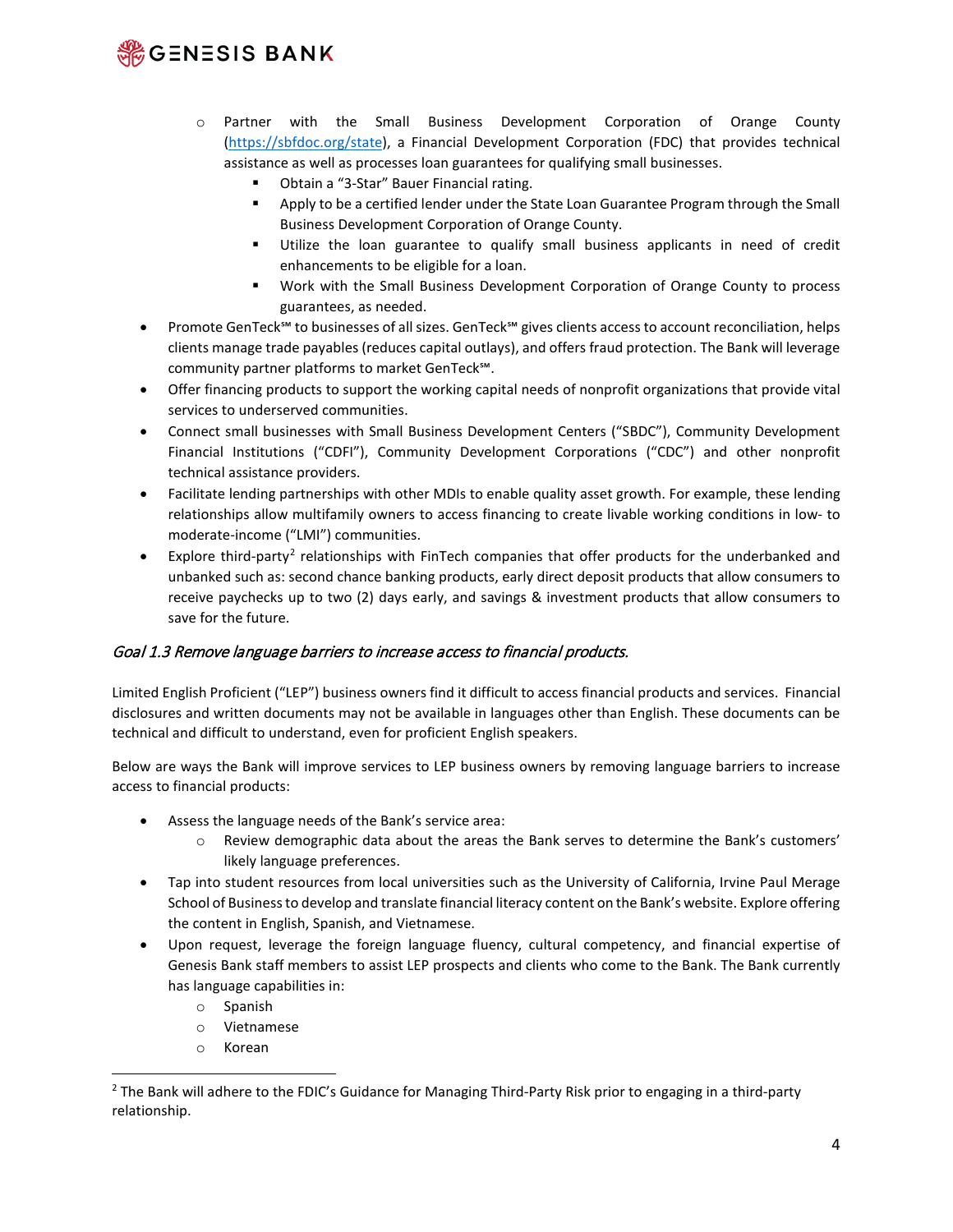- Partner with the Small Business Development Corporation of Orange County (https://sbfdoc.org/state), a Financial Development Corporation (FDC) that provides technical assistance as well as processes loan guarantees for qualifying small businesses.
    - Obtain a "3-Star" Bauer Financial rating.
    - Apply to be a certified lender under the State Loan Guarantee Program through the Small Business Development Corporation of Orange County.
    - Utilize the loan guarantee to qualify small business applicants in need of credit enhancements to be eligible for a loan.
    - Work with the Small Business Development Corporation of Orange County to process guarantees, as needed.

- Promote GenTeck℠ to businesses of all sizes. GenTeck℠ gives clients access to account reconciliation, helps clients manage trade payables (reduces capital outlays), and offers fraud protection. The Bank will leverage community partner platforms to market GenTeck℠.
- Offer financing products to support the working capital needs of nonprofit organizations that provide vital services to underserved communities.
- Connect small businesses with Small Business Development Centers ("SBDC"), Community Development Financial Institutions ("CDFI"), Community Development Corporations ("CDC") and other nonprofit technical assistance providers.
- Facilitate lending partnerships with other MDIs to enable quality asset growth. For example, these lending relationships allow multifamily owners to access financing to create livable working conditions in low- to moderate-income ("LMI") communities.
- Explore third-party[2] relationships with FinTech companies that offer products for the underbanked and unbanked such as: second chance banking products, early direct deposit products that allow consumers to receive paychecks up to two (2) days early, and savings & investment products that allow consumers to save for the future.

### *Goal 1.3 Remove language barriers to increase access to financial products.*

Limited English Proficient ("LEP") business owners find it difficult to access financial products and services. Financial disclosures and written documents may not be available in languages other than English. These documents can be technical and difficult to understand, even for proficient English speakers.

Below are ways the Bank will improve services to LEP business owners by removing language barriers to increase access to financial products:

- Assess the language needs of the Bank's service area:
    - Review demographic data about the areas the Bank serves to determine the Bank's customers' likely language preferences.
- Tap into student resources from local universities such as the University of California, Irvine Paul Merage School of Business to develop and translate financial literacy content on the Bank's website. Explore offering the content in English, Spanish, and Vietnamese.
- Upon request, leverage the foreign language fluency, cultural competency, and financial expertise of Genesis Bank staff members to assist LEP prospects and clients who come to the Bank. The Bank currently has language capabilities in:
    - Spanish
    - Vietnamese
    - Korean

---

[2] The Bank will adhere to the FDIC's Guidance for Managing Third-Party Risk prior to engaging in a third-party relationship.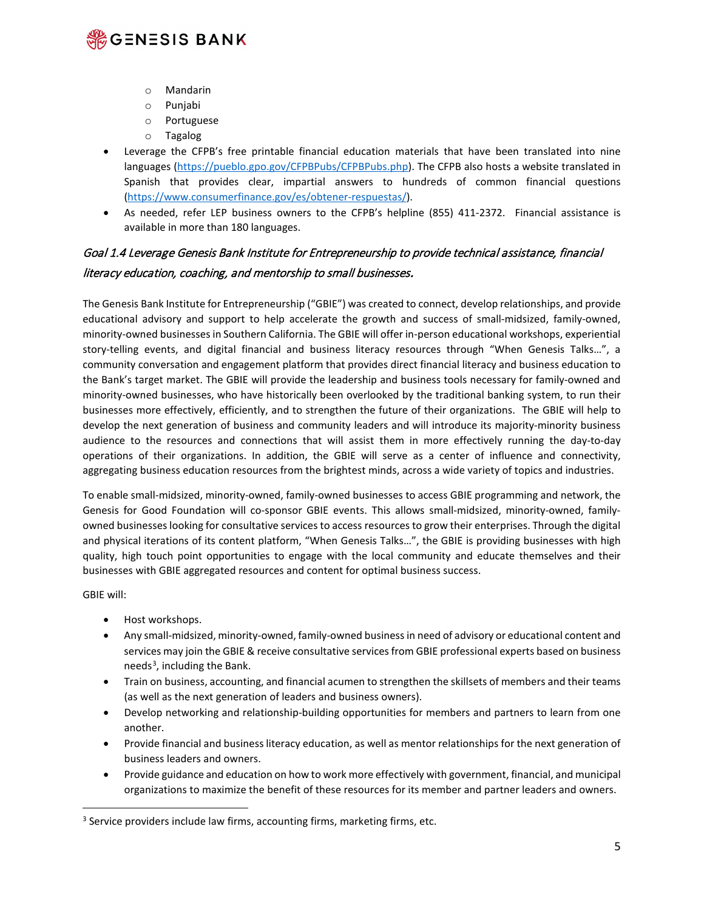- Mandarin
  - Punjabi
  - Portuguese
  - Tagalog
- Leverage the CFPB's free printable financial education materials that have been translated into nine languages (https://pueblo.gpo.gov/CFPBPubs/CFPBPubs.php). The CFPB also hosts a website translated in Spanish that provides clear, impartial answers to hundreds of common financial questions (https://www.consumerfinance.gov/es/obtener-respuestas/).
- As needed, refer LEP business owners to the CFPB's helpline (855) 411-2372. Financial assistance is available in more than 180 languages.

### *Goal 1.4 Leverage Genesis Bank Institute for Entrepreneurship to provide technical assistance, financial literacy education, coaching, and mentorship to small businesses.*

The Genesis Bank Institute for Entrepreneurship ("GBIE") was created to connect, develop relationships, and provide educational advisory and support to help accelerate the growth and success of small-midsized, family-owned, minority-owned businesses in Southern California. The GBIE will offer in-person educational workshops, experiential story-telling events, and digital financial and business literacy resources through "When Genesis Talks…", a community conversation and engagement platform that provides direct financial literacy and business education to the Bank's target market. The GBIE will provide the leadership and business tools necessary for family-owned and minority-owned businesses, who have historically been overlooked by the traditional banking system, to run their businesses more effectively, efficiently, and to strengthen the future of their organizations. The GBIE will help to develop the next generation of business and community leaders and will introduce its majority-minority business audience to the resources and connections that will assist them in more effectively running the day-to-day operations of their organizations. In addition, the GBIE will serve as a center of influence and connectivity, aggregating business education resources from the brightest minds, across a wide variety of topics and industries.

To enable small-midsized, minority-owned, family-owned businesses to access GBIE programming and network, the Genesis for Good Foundation will co-sponsor GBIE events. This allows small-midsized, minority-owned, family-owned businesses looking for consultative services to access resources to grow their enterprises. Through the digital and physical iterations of its content platform, "When Genesis Talks…", the GBIE is providing businesses with high quality, high touch point opportunities to engage with the local community and educate themselves and their businesses with GBIE aggregated resources and content for optimal business success.

GBIE will:

- Host workshops.
- Any small-midsized, minority-owned, family-owned business in need of advisory or educational content and services may join the GBIE & receive consultative services from GBIE professional experts based on business needs[3], including the Bank.
- Train on business, accounting, and financial acumen to strengthen the skillsets of members and their teams (as well as the next generation of leaders and business owners).
- Develop networking and relationship-building opportunities for members and partners to learn from one another.
- Provide financial and business literacy education, as well as mentor relationships for the next generation of business leaders and owners.
- Provide guidance and education on how to work more effectively with government, financial, and municipal organizations to maximize the benefit of these resources for its member and partner leaders and owners.

---

[3] Service providers include law firms, accounting firms, marketing firms, etc.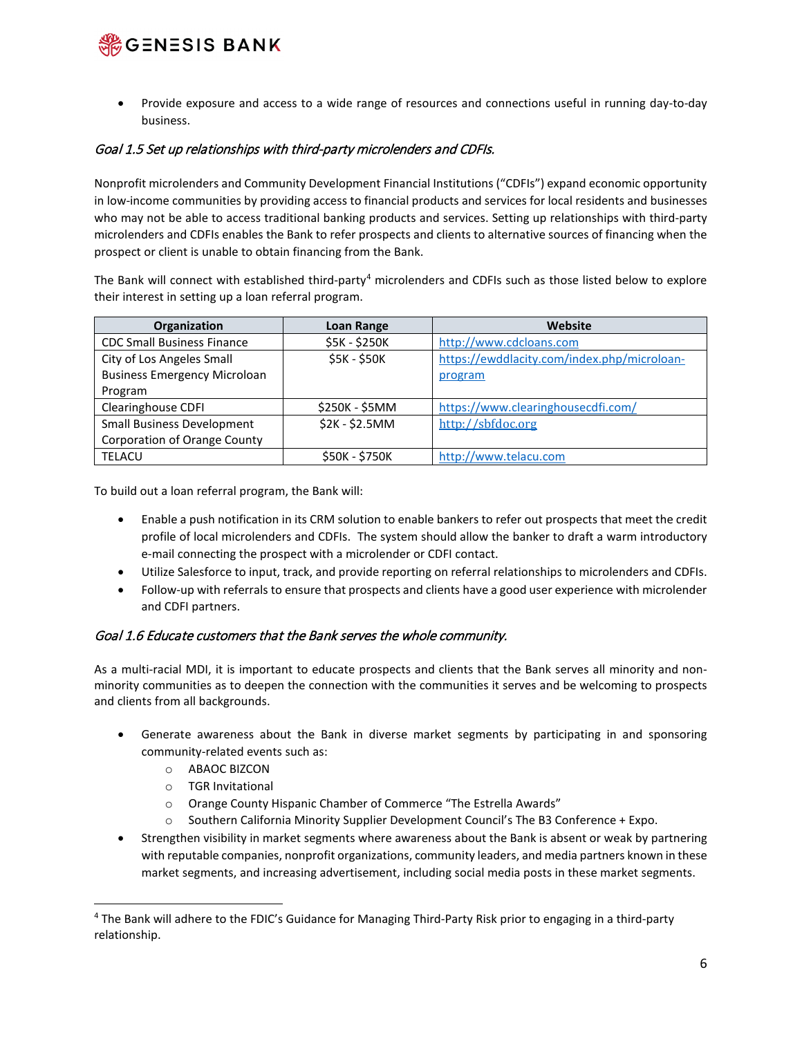- Provide exposure and access to a wide range of resources and connections useful in running day-to-day business.

### *Goal 1.5 Set up relationships with third-party microlenders and CDFIs.*

Nonprofit microlenders and Community Development Financial Institutions ("CDFIs") expand economic opportunity in low-income communities by providing access to financial products and services for local residents and businesses who may not be able to access traditional banking products and services. Setting up relationships with third-party microlenders and CDFIs enables the Bank to refer prospects and clients to alternative sources of financing when the prospect or client is unable to obtain financing from the Bank.

The Bank will connect with established third-party[4] microlenders and CDFIs such as those listed below to explore their interest in setting up a loan referral program.

| Organization | Loan Range | Website |
|---|---|---|
| CDC Small Business Finance | $5K - $250K | http://www.cdcloans.com |
| City of Los Angeles Small Business Emergency Microloan Program | $5K - $50K | https://ewddlacity.com/index.php/microloan-program |
| Clearinghouse CDFI | $250K - $5MM | https://www.clearinghousecdfi.com/ |
| Small Business Development Corporation of Orange County | $2K - $2.5MM | http://sbfdoc.org |
| TELACU | $50K - $750K | http://www.telacu.com |

To build out a loan referral program, the Bank will:

- Enable a push notification in its CRM solution to enable bankers to refer out prospects that meet the credit profile of local microlenders and CDFIs. The system should allow the banker to draft a warm introductory e-mail connecting the prospect with a microlender or CDFI contact.
- Utilize Salesforce to input, track, and provide reporting on referral relationships to microlenders and CDFIs.
- Follow-up with referrals to ensure that prospects and clients have a good user experience with microlender and CDFI partners.

### *Goal 1.6 Educate customers that the Bank serves the whole community.*

As a multi-racial MDI, it is important to educate prospects and clients that the Bank serves all minority and non-minority communities as to deepen the connection with the communities it serves and be welcoming to prospects and clients from all backgrounds.

- Generate awareness about the Bank in diverse market segments by participating in and sponsoring community-related events such as:
  - ABAOC BIZCON
  - TGR Invitational
  - Orange County Hispanic Chamber of Commerce "The Estrella Awards"
  - Southern California Minority Supplier Development Council's The B3 Conference + Expo.
- Strengthen visibility in market segments where awareness about the Bank is absent or weak by partnering with reputable companies, nonprofit organizations, community leaders, and media partners known in these market segments, and increasing advertisement, including social media posts in these market segments.

---

[4] The Bank will adhere to the FDIC's Guidance for Managing Third-Party Risk prior to engaging in a third-party relationship.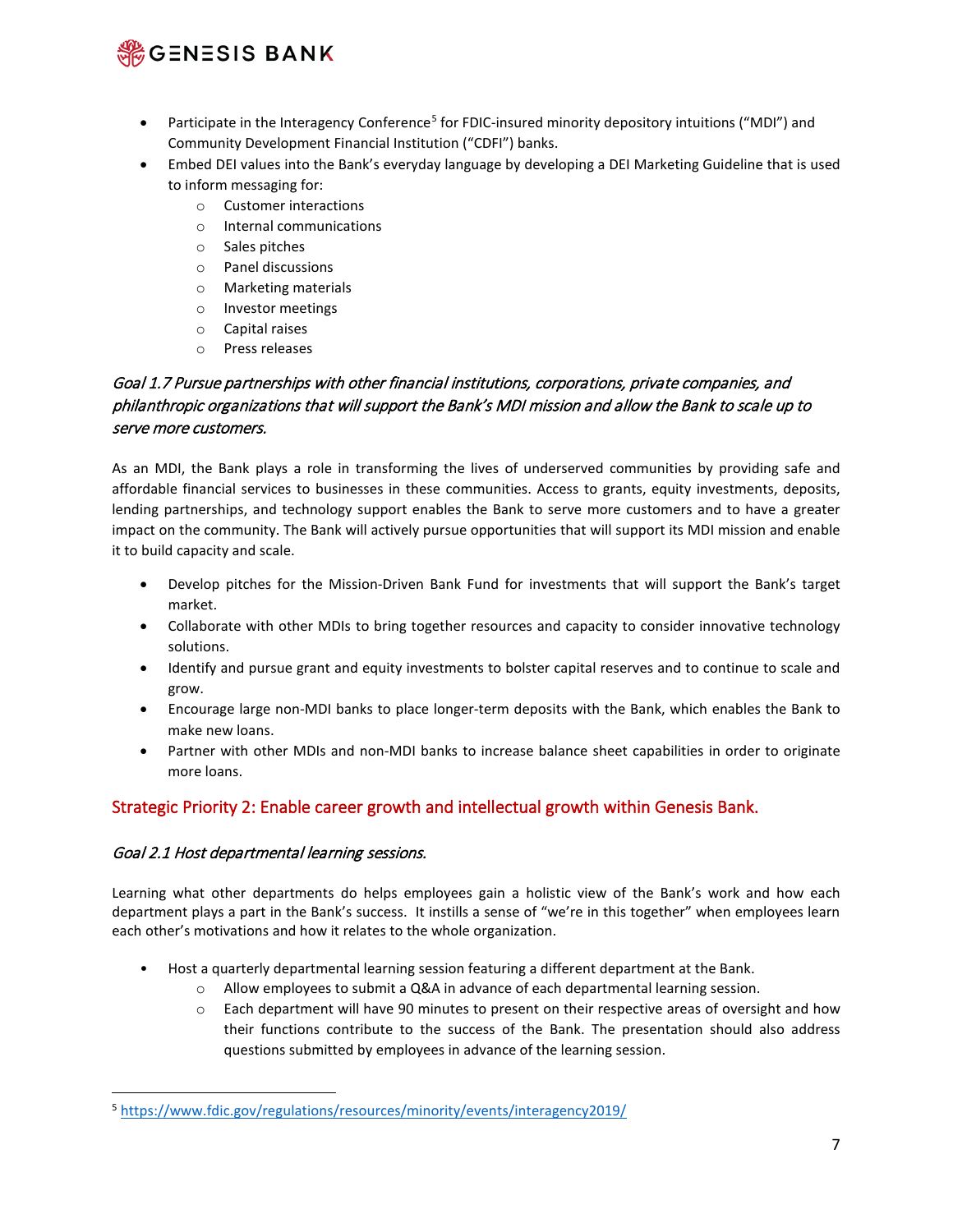- Participate in the Interagency Conference[5] for FDIC-insured minority depository intuitions ("MDI") and Community Development Financial Institution ("CDFI") banks.
- Embed DEI values into the Bank's everyday language by developing a DEI Marketing Guideline that is used to inform messaging for:
    - Customer interactions
    - Internal communications
    - Sales pitches
    - Panel discussions
    - Marketing materials
    - Investor meetings
    - Capital raises
    - Press releases

### *Goal 1.7 Pursue partnerships with other financial institutions, corporations, private companies, and philanthropic organizations that will support the Bank's MDI mission and allow the Bank to scale up to serve more customers.*

As an MDI, the Bank plays a role in transforming the lives of underserved communities by providing safe and affordable financial services to businesses in these communities. Access to grants, equity investments, deposits, lending partnerships, and technology support enables the Bank to serve more customers and to have a greater impact on the community. The Bank will actively pursue opportunities that will support its MDI mission and enable it to build capacity and scale.

- Develop pitches for the Mission-Driven Bank Fund for investments that will support the Bank's target market.
- Collaborate with other MDIs to bring together resources and capacity to consider innovative technology solutions.
- Identify and pursue grant and equity investments to bolster capital reserves and to continue to scale and grow.
- Encourage large non-MDI banks to place longer-term deposits with the Bank, which enables the Bank to make new loans.
- Partner with other MDIs and non-MDI banks to increase balance sheet capabilities in order to originate more loans.

## Strategic Priority 2: Enable career growth and intellectual growth within Genesis Bank.

### *Goal 2.1 Host departmental learning sessions.*

Learning what other departments do helps employees gain a holistic view of the Bank's work and how each department plays a part in the Bank's success. It instills a sense of "we're in this together" when employees learn each other's motivations and how it relates to the whole organization.

- Host a quarterly departmental learning session featuring a different department at the Bank.
    - Allow employees to submit a Q&A in advance of each departmental learning session.
    - Each department will have 90 minutes to present on their respective areas of oversight and how their functions contribute to the success of the Bank. The presentation should also address questions submitted by employees in advance of the learning session.

---

[5] https://www.fdic.gov/regulations/resources/minority/events/interagency2019/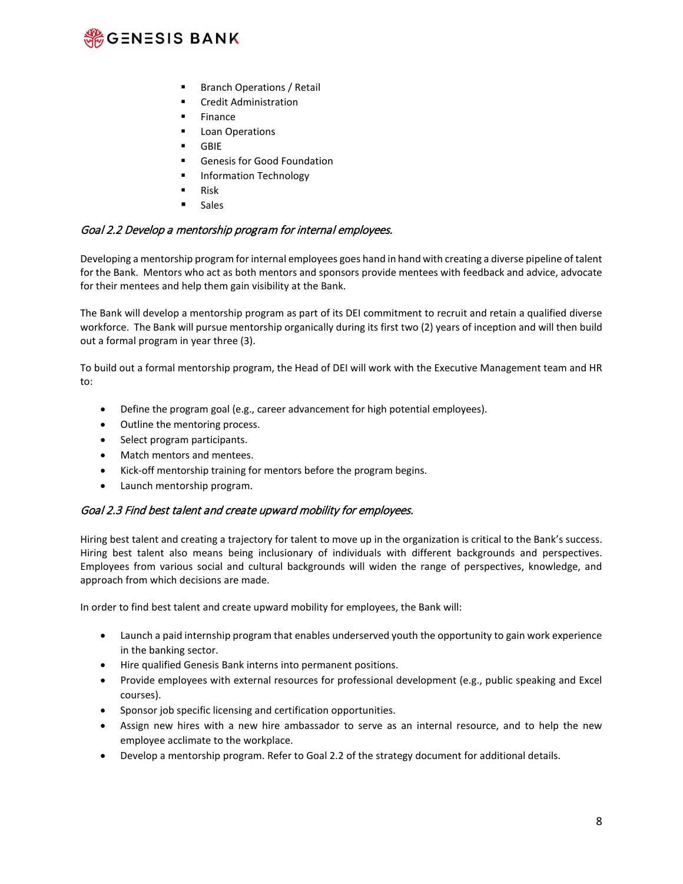- Branch Operations / Retail
- Credit Administration
- Finance
- Loan Operations
- GBIE
- Genesis for Good Foundation
- Information Technology
- Risk
- Sales

### *Goal 2.2 Develop a mentorship program for internal employees.*

Developing a mentorship program for internal employees goes hand in hand with creating a diverse pipeline of talent for the Bank. Mentors who act as both mentors and sponsors provide mentees with feedback and advice, advocate for their mentees and help them gain visibility at the Bank.

The Bank will develop a mentorship program as part of its DEI commitment to recruit and retain a qualified diverse workforce. The Bank will pursue mentorship organically during its first two (2) years of inception and will then build out a formal program in year three (3).

To build out a formal mentorship program, the Head of DEI will work with the Executive Management team and HR to:

- Define the program goal (e.g., career advancement for high potential employees).
- Outline the mentoring process.
- Select program participants.
- Match mentors and mentees.
- Kick-off mentorship training for mentors before the program begins.
- Launch mentorship program.

### *Goal 2.3 Find best talent and create upward mobility for employees.*

Hiring best talent and creating a trajectory for talent to move up in the organization is critical to the Bank's success. Hiring best talent also means being inclusionary of individuals with different backgrounds and perspectives. Employees from various social and cultural backgrounds will widen the range of perspectives, knowledge, and approach from which decisions are made.

In order to find best talent and create upward mobility for employees, the Bank will:

- Launch a paid internship program that enables underserved youth the opportunity to gain work experience in the banking sector.
- Hire qualified Genesis Bank interns into permanent positions.
- Provide employees with external resources for professional development (e.g., public speaking and Excel courses).
- Sponsor job specific licensing and certification opportunities.
- Assign new hires with a new hire ambassador to serve as an internal resource, and to help the new employee acclimate to the workplace.
- Develop a mentorship program. Refer to Goal 2.2 of the strategy document for additional details.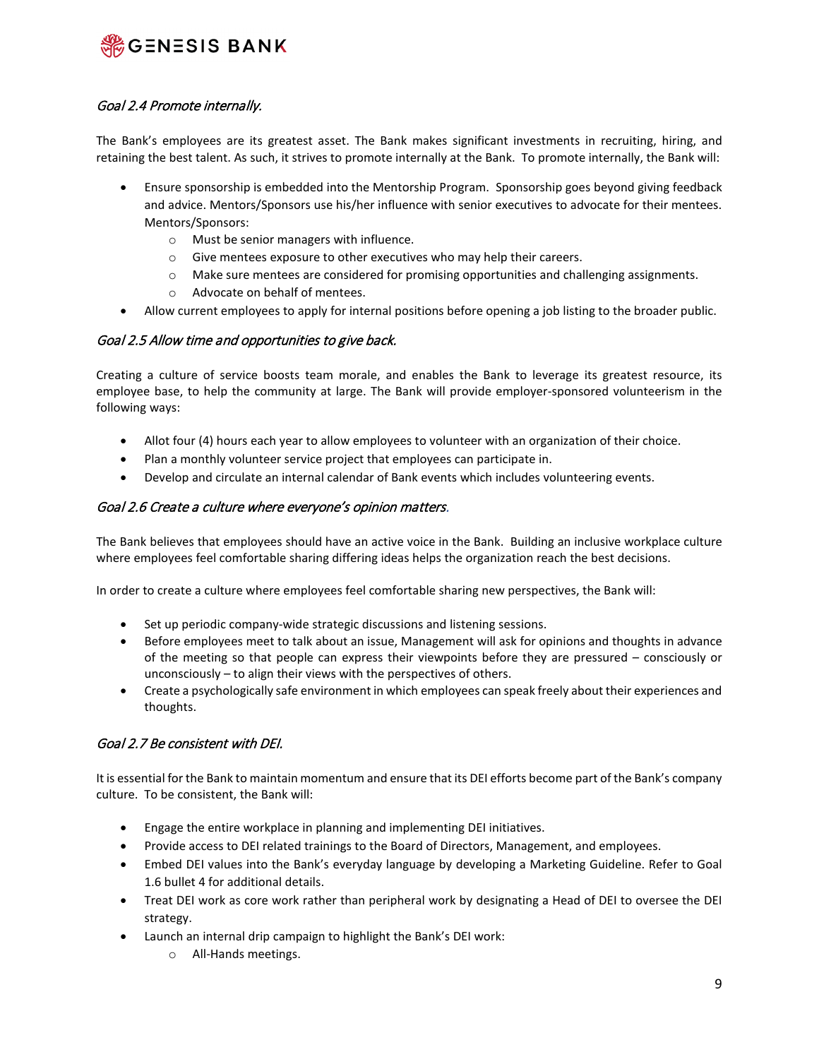### *Goal 2.4 Promote internally.*

The Bank's employees are its greatest asset. The Bank makes significant investments in recruiting, hiring, and retaining the best talent. As such, it strives to promote internally at the Bank. To promote internally, the Bank will:

- Ensure sponsorship is embedded into the Mentorship Program. Sponsorship goes beyond giving feedback and advice. Mentors/Sponsors use his/her influence with senior executives to advocate for their mentees. Mentors/Sponsors:
    - Must be senior managers with influence.
    - Give mentees exposure to other executives who may help their careers.
    - Make sure mentees are considered for promising opportunities and challenging assignments.
    - Advocate on behalf of mentees.
- Allow current employees to apply for internal positions before opening a job listing to the broader public.

### *Goal 2.5 Allow time and opportunities to give back.*

Creating a culture of service boosts team morale, and enables the Bank to leverage its greatest resource, its employee base, to help the community at large. The Bank will provide employer-sponsored volunteerism in the following ways:

- Allot four (4) hours each year to allow employees to volunteer with an organization of their choice.
- Plan a monthly volunteer service project that employees can participate in.
- Develop and circulate an internal calendar of Bank events which includes volunteering events.

### *Goal 2.6 Create a culture where everyone's opinion matters.*

The Bank believes that employees should have an active voice in the Bank. Building an inclusive workplace culture where employees feel comfortable sharing differing ideas helps the organization reach the best decisions.

In order to create a culture where employees feel comfortable sharing new perspectives, the Bank will:

- Set up periodic company-wide strategic discussions and listening sessions.
- Before employees meet to talk about an issue, Management will ask for opinions and thoughts in advance of the meeting so that people can express their viewpoints before they are pressured – consciously or unconsciously – to align their views with the perspectives of others.
- Create a psychologically safe environment in which employees can speak freely about their experiences and thoughts.

### *Goal 2.7 Be consistent with DEI.*

It is essential for the Bank to maintain momentum and ensure that its DEI efforts become part of the Bank's company culture. To be consistent, the Bank will:

- Engage the entire workplace in planning and implementing DEI initiatives.
- Provide access to DEI related trainings to the Board of Directors, Management, and employees.
- Embed DEI values into the Bank's everyday language by developing a Marketing Guideline. Refer to Goal 1.6 bullet 4 for additional details.
- Treat DEI work as core work rather than peripheral work by designating a Head of DEI to oversee the DEI strategy.
- Launch an internal drip campaign to highlight the Bank's DEI work:
    - All-Hands meetings.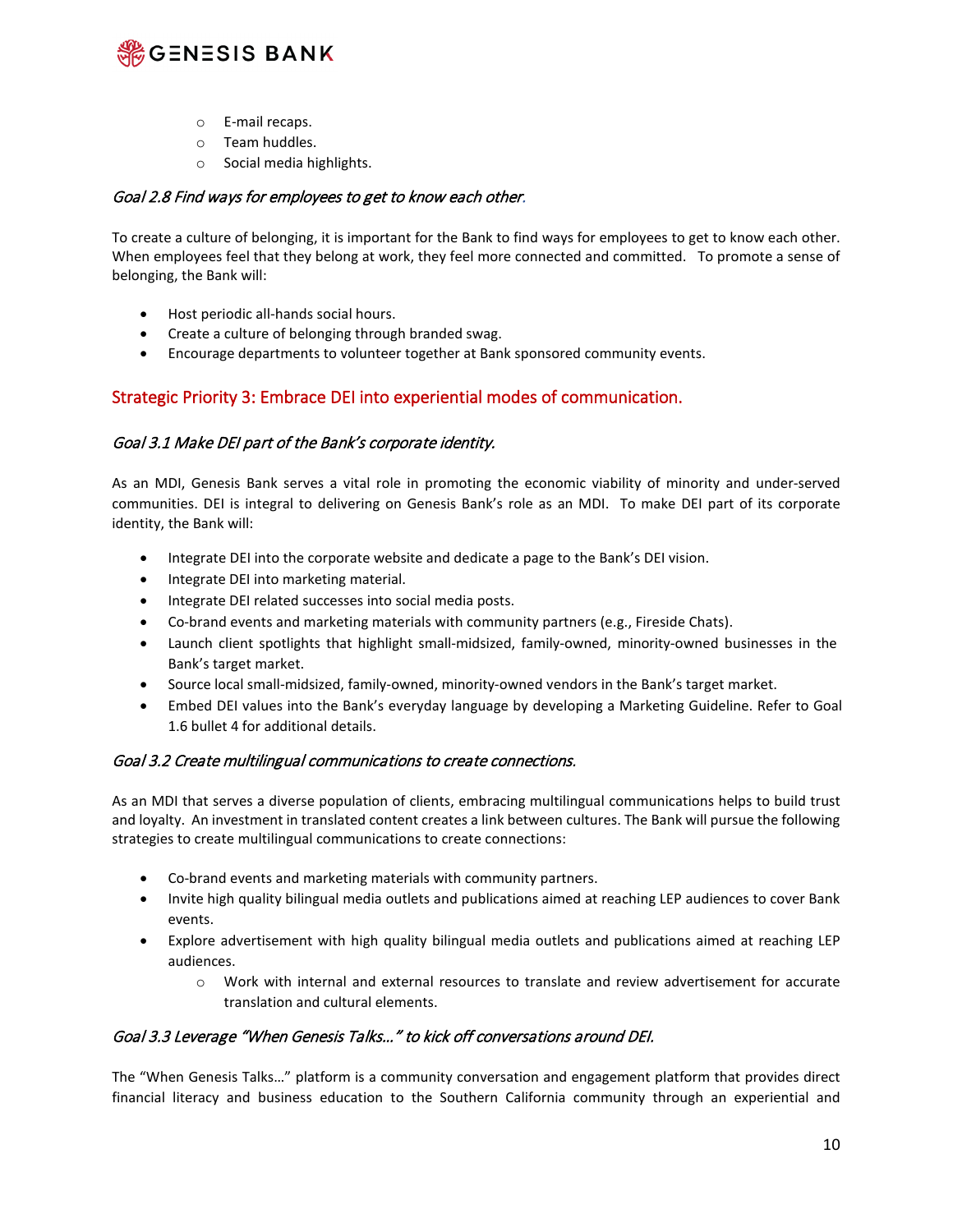- E-mail recaps.
  - Team huddles.
  - Social media highlights.

### *Goal 2.8 Find ways for employees to get to know each other.*

To create a culture of belonging, it is important for the Bank to find ways for employees to get to know each other. When employees feel that they belong at work, they feel more connected and committed. To promote a sense of belonging, the Bank will:

- Host periodic all-hands social hours.
- Create a culture of belonging through branded swag.
- Encourage departments to volunteer together at Bank sponsored community events.

## Strategic Priority 3: Embrace DEI into experiential modes of communication.

### *Goal 3.1 Make DEI part of the Bank's corporate identity.*

As an MDI, Genesis Bank serves a vital role in promoting the economic viability of minority and under-served communities. DEI is integral to delivering on Genesis Bank's role as an MDI. To make DEI part of its corporate identity, the Bank will:

- Integrate DEI into the corporate website and dedicate a page to the Bank's DEI vision.
- Integrate DEI into marketing material.
- Integrate DEI related successes into social media posts.
- Co-brand events and marketing materials with community partners (e.g., Fireside Chats).
- Launch client spotlights that highlight small-midsized, family-owned, minority-owned businesses in the Bank's target market.
- Source local small-midsized, family-owned, minority-owned vendors in the Bank's target market.
- Embed DEI values into the Bank's everyday language by developing a Marketing Guideline. Refer to Goal 1.6 bullet 4 for additional details.

### *Goal 3.2 Create multilingual communications to create connections.*

As an MDI that serves a diverse population of clients, embracing multilingual communications helps to build trust and loyalty. An investment in translated content creates a link between cultures. The Bank will pursue the following strategies to create multilingual communications to create connections:

- Co-brand events and marketing materials with community partners.
- Invite high quality bilingual media outlets and publications aimed at reaching LEP audiences to cover Bank events.
- Explore advertisement with high quality bilingual media outlets and publications aimed at reaching LEP audiences.
  - Work with internal and external resources to translate and review advertisement for accurate translation and cultural elements.

### *Goal 3.3 Leverage "When Genesis Talks…" to kick off conversations around DEI.*

The "When Genesis Talks…" platform is a community conversation and engagement platform that provides direct financial literacy and business education to the Southern California community through an experiential and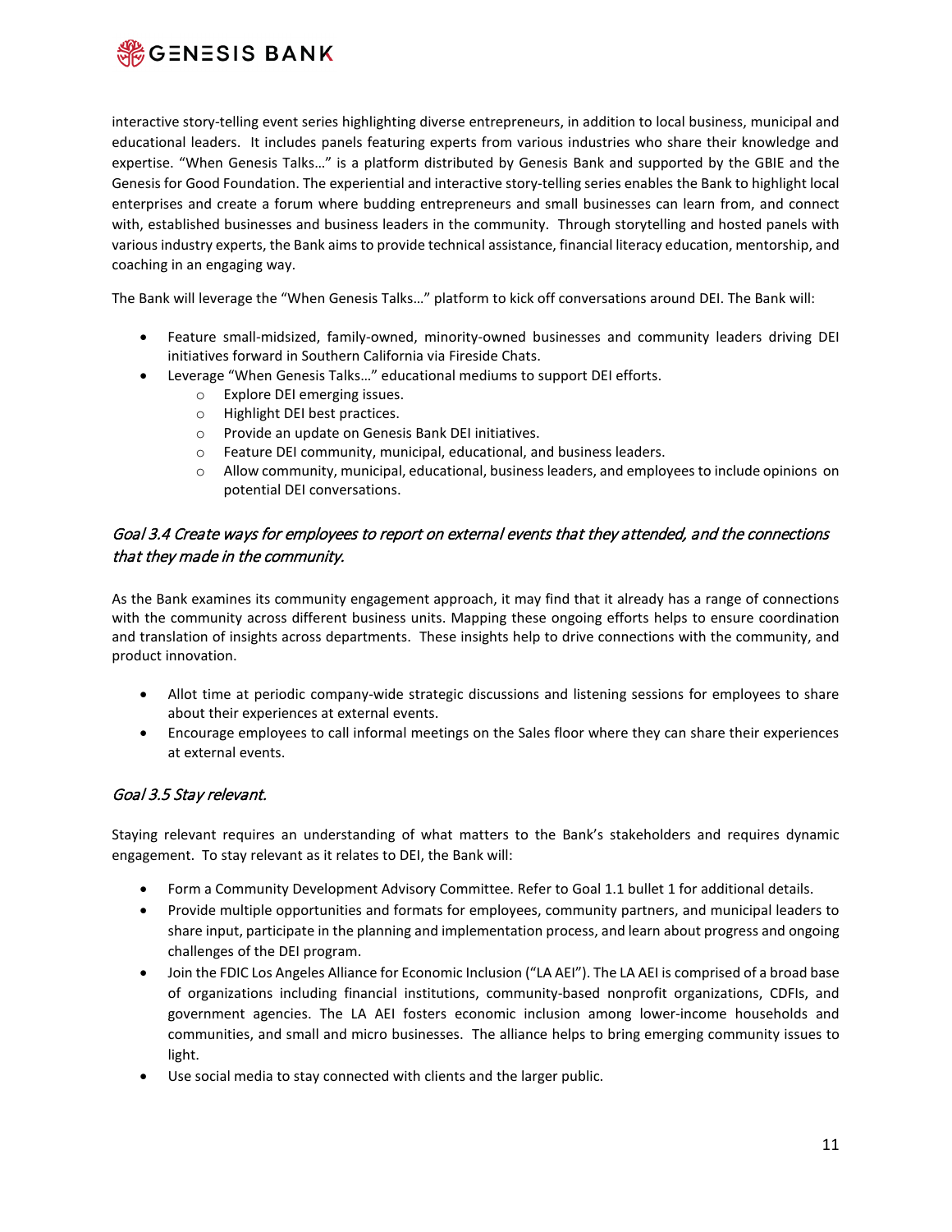interactive story-telling event series highlighting diverse entrepreneurs, in addition to local business, municipal and educational leaders. It includes panels featuring experts from various industries who share their knowledge and expertise. "When Genesis Talks…" is a platform distributed by Genesis Bank and supported by the GBIE and the Genesis for Good Foundation. The experiential and interactive story-telling series enables the Bank to highlight local enterprises and create a forum where budding entrepreneurs and small businesses can learn from, and connect with, established businesses and business leaders in the community. Through storytelling and hosted panels with various industry experts, the Bank aims to provide technical assistance, financial literacy education, mentorship, and coaching in an engaging way.

The Bank will leverage the "When Genesis Talks…" platform to kick off conversations around DEI. The Bank will:

- Feature small-midsized, family-owned, minority-owned businesses and community leaders driving DEI initiatives forward in Southern California via Fireside Chats.
- Leverage "When Genesis Talks…" educational mediums to support DEI efforts.
    - Explore DEI emerging issues.
    - Highlight DEI best practices.
    - Provide an update on Genesis Bank DEI initiatives.
    - Feature DEI community, municipal, educational, and business leaders.
    - Allow community, municipal, educational, business leaders, and employees to include opinions on potential DEI conversations.

### *Goal 3.4 Create ways for employees to report on external events that they attended, and the connections that they made in the community.*

As the Bank examines its community engagement approach, it may find that it already has a range of connections with the community across different business units. Mapping these ongoing efforts helps to ensure coordination and translation of insights across departments. These insights help to drive connections with the community, and product innovation.

- Allot time at periodic company-wide strategic discussions and listening sessions for employees to share about their experiences at external events.
- Encourage employees to call informal meetings on the Sales floor where they can share their experiences at external events.

### *Goal 3.5 Stay relevant.*

Staying relevant requires an understanding of what matters to the Bank's stakeholders and requires dynamic engagement. To stay relevant as it relates to DEI, the Bank will:

- Form a Community Development Advisory Committee. Refer to Goal 1.1 bullet 1 for additional details.
- Provide multiple opportunities and formats for employees, community partners, and municipal leaders to share input, participate in the planning and implementation process, and learn about progress and ongoing challenges of the DEI program.
- Join the FDIC Los Angeles Alliance for Economic Inclusion ("LA AEI"). The LA AEI is comprised of a broad base of organizations including financial institutions, community-based nonprofit organizations, CDFIs, and government agencies. The LA AEI fosters economic inclusion among lower-income households and communities, and small and micro businesses. The alliance helps to bring emerging community issues to light.
- Use social media to stay connected with clients and the larger public.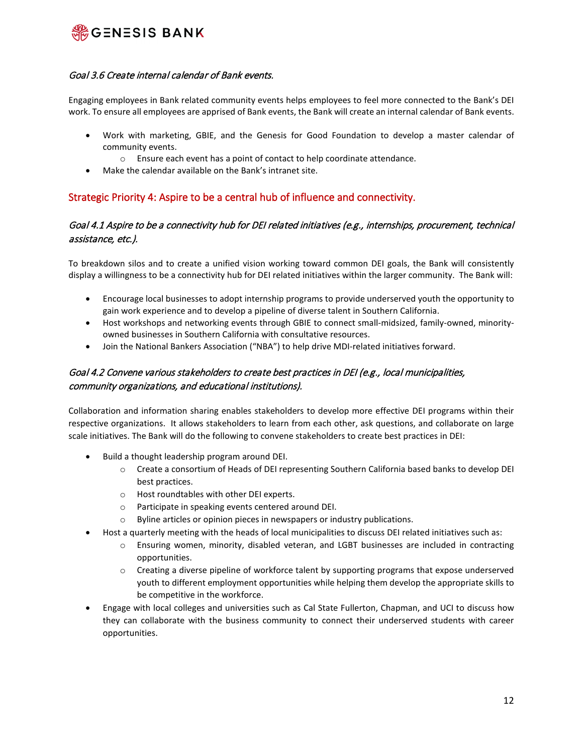### *Goal 3.6 Create internal calendar of Bank events.*

Engaging employees in Bank related community events helps employees to feel more connected to the Bank's DEI work. To ensure all employees are apprised of Bank events, the Bank will create an internal calendar of Bank events.

- Work with marketing, GBIE, and the Genesis for Good Foundation to develop a master calendar of community events.
  - Ensure each event has a point of contact to help coordinate attendance.
- Make the calendar available on the Bank's intranet site.

## Strategic Priority 4: Aspire to be a central hub of influence and connectivity.

### *Goal 4.1 Aspire to be a connectivity hub for DEI related initiatives (e.g., internships, procurement, technical assistance, etc.).*

To breakdown silos and to create a unified vision working toward common DEI goals, the Bank will consistently display a willingness to be a connectivity hub for DEI related initiatives within the larger community. The Bank will:

- Encourage local businesses to adopt internship programs to provide underserved youth the opportunity to gain work experience and to develop a pipeline of diverse talent in Southern California.
- Host workshops and networking events through GBIE to connect small-midsized, family-owned, minority-owned businesses in Southern California with consultative resources.
- Join the National Bankers Association ("NBA") to help drive MDI-related initiatives forward.

### *Goal 4.2 Convene various stakeholders to create best practices in DEI (e.g., local municipalities, community organizations, and educational institutions).*

Collaboration and information sharing enables stakeholders to develop more effective DEI programs within their respective organizations. It allows stakeholders to learn from each other, ask questions, and collaborate on large scale initiatives. The Bank will do the following to convene stakeholders to create best practices in DEI:

- Build a thought leadership program around DEI.
  - Create a consortium of Heads of DEI representing Southern California based banks to develop DEI best practices.
  - Host roundtables with other DEI experts.
  - Participate in speaking events centered around DEI.
  - Byline articles or opinion pieces in newspapers or industry publications.
- Host a quarterly meeting with the heads of local municipalities to discuss DEI related initiatives such as:
  - Ensuring women, minority, disabled veteran, and LGBT businesses are included in contracting opportunities.
  - Creating a diverse pipeline of workforce talent by supporting programs that expose underserved youth to different employment opportunities while helping them develop the appropriate skills to be competitive in the workforce.
- Engage with local colleges and universities such as Cal State Fullerton, Chapman, and UCI to discuss how they can collaborate with the business community to connect their underserved students with career opportunities.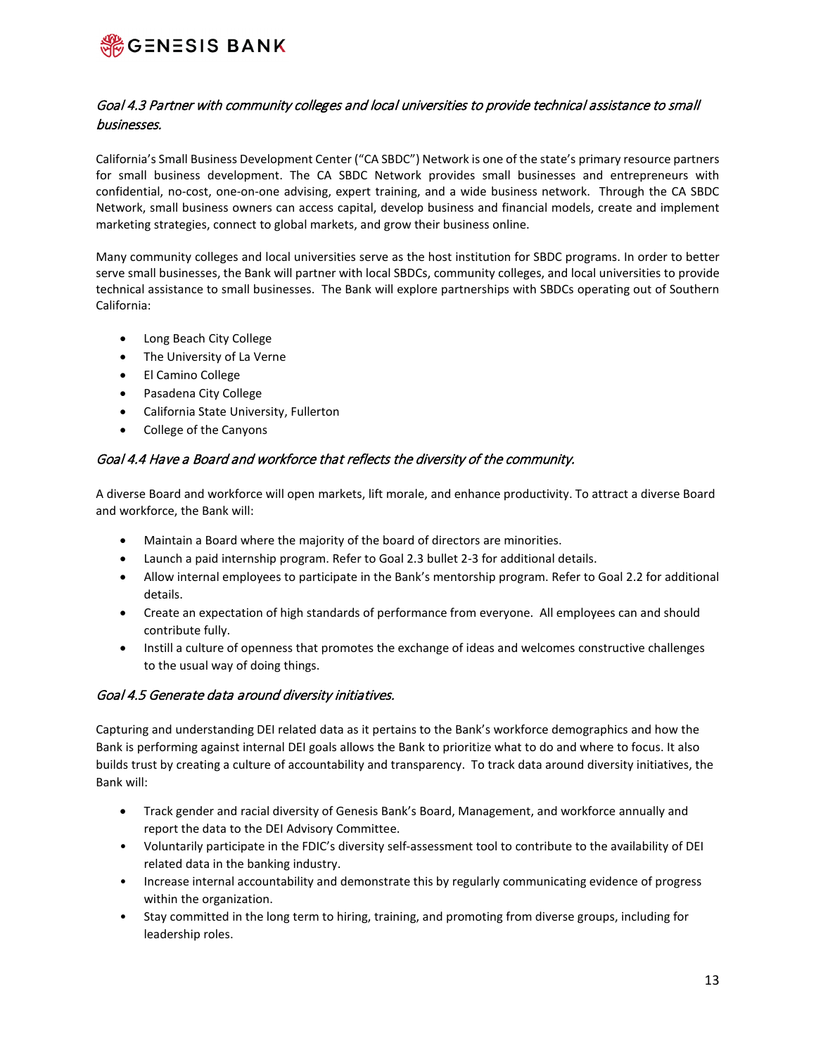### *Goal 4.3 Partner with community colleges and local universities to provide technical assistance to small businesses.*

California's Small Business Development Center ("CA SBDC") Network is one of the state's primary resource partners for small business development. The CA SBDC Network provides small businesses and entrepreneurs with confidential, no-cost, one-on-one advising, expert training, and a wide business network. Through the CA SBDC Network, small business owners can access capital, develop business and financial models, create and implement marketing strategies, connect to global markets, and grow their business online.

Many community colleges and local universities serve as the host institution for SBDC programs. In order to better serve small businesses, the Bank will partner with local SBDCs, community colleges, and local universities to provide technical assistance to small businesses. The Bank will explore partnerships with SBDCs operating out of Southern California:

- Long Beach City College
- The University of La Verne
- El Camino College
- Pasadena City College
- California State University, Fullerton
- College of the Canyons

### *Goal 4.4 Have a Board and workforce that reflects the diversity of the community.*

A diverse Board and workforce will open markets, lift morale, and enhance productivity. To attract a diverse Board and workforce, the Bank will:

- Maintain a Board where the majority of the board of directors are minorities.
- Launch a paid internship program. Refer to Goal 2.3 bullet 2-3 for additional details.
- Allow internal employees to participate in the Bank's mentorship program. Refer to Goal 2.2 for additional details.
- Create an expectation of high standards of performance from everyone. All employees can and should contribute fully.
- Instill a culture of openness that promotes the exchange of ideas and welcomes constructive challenges to the usual way of doing things.

### *Goal 4.5 Generate data around diversity initiatives.*

Capturing and understanding DEI related data as it pertains to the Bank's workforce demographics and how the Bank is performing against internal DEI goals allows the Bank to prioritize what to do and where to focus. It also builds trust by creating a culture of accountability and transparency. To track data around diversity initiatives, the Bank will:

- Track gender and racial diversity of Genesis Bank's Board, Management, and workforce annually and report the data to the DEI Advisory Committee.
- Voluntarily participate in the FDIC's diversity self-assessment tool to contribute to the availability of DEI related data in the banking industry.
- Increase internal accountability and demonstrate this by regularly communicating evidence of progress within the organization.
- Stay committed in the long term to hiring, training, and promoting from diverse groups, including for leadership roles.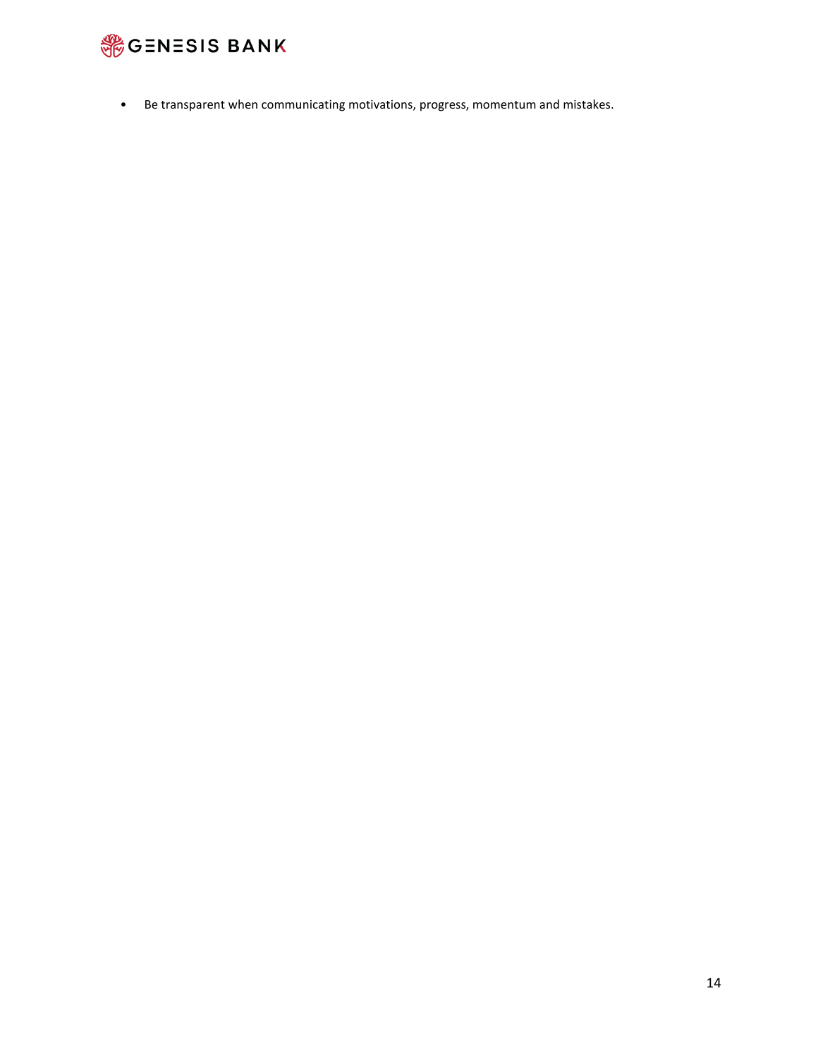- Be transparent when communicating motivations, progress, momentum and mistakes.